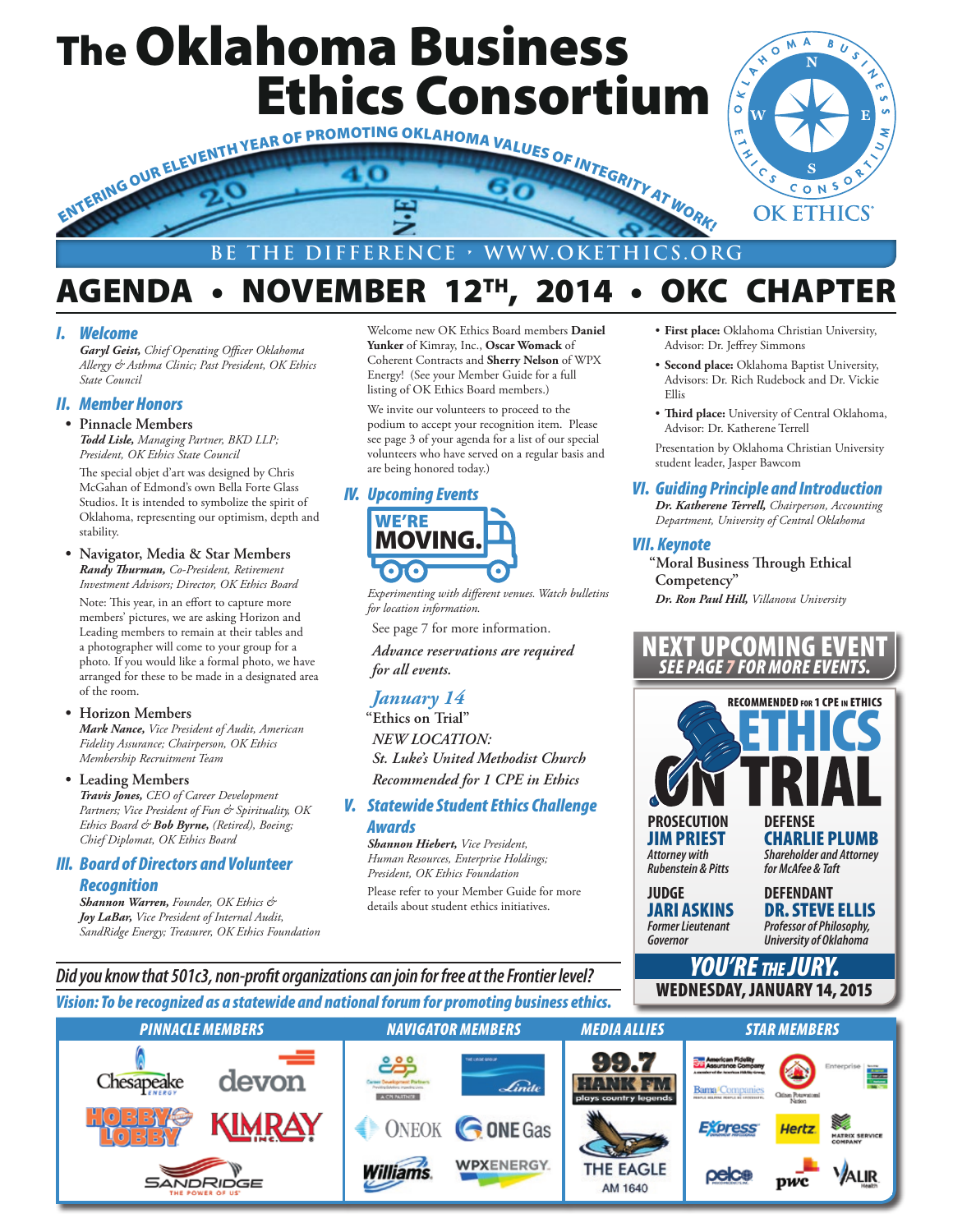# The Oklahoma Business Ethics Consortium

ENTERING OUR ELEVENTH YEAR OF PROMOTING OKLAHOMA VALUES OF INTEGRITY AT WORK!

OK ETHICS®

BE THE DIFFERENCE • WWW.OKETHICS.ORG

## AGENDA • NOVEMBER 12TH, 2014 • OKC CHAPTER

### I. Welcome

***Garyl Geist,*** *Chief Operating Officer Oklahoma Allergy & Asthma Clinic; Past President, OK Ethics State Council*

### II. Member Honors

- **Pinnacle Members**
  ***Todd Lisle,*** *Managing Partner, BKD LLP; President, OK Ethics State Council*

  The special objet d'art was designed by Chris McGahan of Edmond's own Bella Forte Glass Studios. It is intended to symbolize the spirit of Oklahoma, representing our optimism, depth and stability.

- **Navigator, Media & Star Members**
  ***Randy Thurman,*** *Co-President, Retirement Investment Advisors; Director, OK Ethics Board*

  Note: This year, in an effort to capture more members' pictures, we are asking Horizon and Leading members to remain at their tables and a photographer will come to your group for a photo. If you would like a formal photo, we have arranged for these to be made in a designated area of the room.

- **Horizon Members**
  ***Mark Nance,*** *Vice President of Audit, American Fidelity Assurance; Chairperson, OK Ethics Membership Recruitment Team*

- **Leading Members**
  ***Travis Jones,*** *CEO of Career Development Partners; Vice President of Fun & Spirituality, OK Ethics Board &* ***Bob Byrne,*** *(Retired), Boeing; Chief Diplomat, OK Ethics Board*

### III. Board of Directors and Volunteer Recognition

***Shannon Warren,*** *Founder, OK Ethics &* ***Joy LaBar,*** *Vice President of Internal Audit, SandRidge Energy; Treasurer, OK Ethics Foundation*

Welcome new OK Ethics Board members **Daniel Yunker** of Kimray, Inc., **Oscar Womack** of Coherent Contracts and **Sherry Nelson** of WPX Energy! (See your Member Guide for a full listing of OK Ethics Board members.)

We invite our volunteers to proceed to the podium to accept your recognition item. Please see page 3 of your agenda for a list of our special volunteers who have served on a regular basis and are being honored today.)

### IV. Upcoming Events

WE'RE MOVING.

*Experimenting with different venues. Watch bulletins for location information.*

See page 7 for more information.

*Advance reservations are required for all events.*

*January 14*

"Ethics on Trial"

*NEW LOCATION:*
*St. Luke's United Methodist Church*
*Recommended for 1 CPE in Ethics*

### V. Statewide Student Ethics Challenge Awards

***Shannon Hiebert,*** *Vice President, Human Resources, Enterprise Holdings; President, OK Ethics Foundation*

Please refer to your Member Guide for more details about student ethics initiatives.

- **First place:** Oklahoma Christian University, Advisor: Dr. Jeffrey Simmons
- **Second place:** Oklahoma Baptist University, Advisors: Dr. Rich Rudebock and Dr. Vickie Ellis
- **Third place:** University of Central Oklahoma, Advisor: Dr. Katherene Terrell

Presentation by Oklahoma Christian University student leader, Jasper Bawcom

### VI. Guiding Principle and Introduction

***Dr. Katherene Terrell,*** *Chairperson, Accounting Department, University of Central Oklahoma*

### VII. Keynote

**"Moral Business Through Ethical Competency"**

***Dr. Ron Paul Hill,*** *Villanova University*

---

**NEXT UPCOMING EVENT**
*SEE PAGE 7 FOR MORE EVENTS.*

RECOMMENDED FOR 1 CPE IN ETHICS

**ETHICS ON TRIAL**

**PROSECUTION**
**JIM PRIEST**
*Attorney with Rubenstein & Pitts*

**DEFENSE**
**CHARLIE PLUMB**
*Shareholder and Attorney for McAfee & Taft*

**JUDGE**
**JARI ASKINS**
*Former Lieutenant Governor*

**DEFENDANT**
**DR. STEVE ELLIS**
*Professor of Philosophy, University of Oklahoma*

**YOU'RE THE JURY.**
**WEDNESDAY, JANUARY 14, 2015**

---

*Did you know that 501c3, non-profit organizations can join for free at the Frontier level?*

*Vision: To be recognized as a statewide and national forum for promoting business ethics.*

| PINNACLE MEMBERS | NAVIGATOR MEMBERS | MEDIA ALLIES | STAR MEMBERS |
|---|---|---|---|
| Chesapeake Energy, Devon, Hobby Lobby, Kimray Inc., SandRidge | Career Development Partners, Linde, ONEOK, ONE Gas, Williams, WPX Energy | 99.7 Hank FM, The Eagle AM 1640 | American Fidelity Assurance Company, Enterprise, Bama Companies, Citizen Potawatomi Nation, Express, Hertz, Matrix Service Company, Pelco, PwC, Valir Health |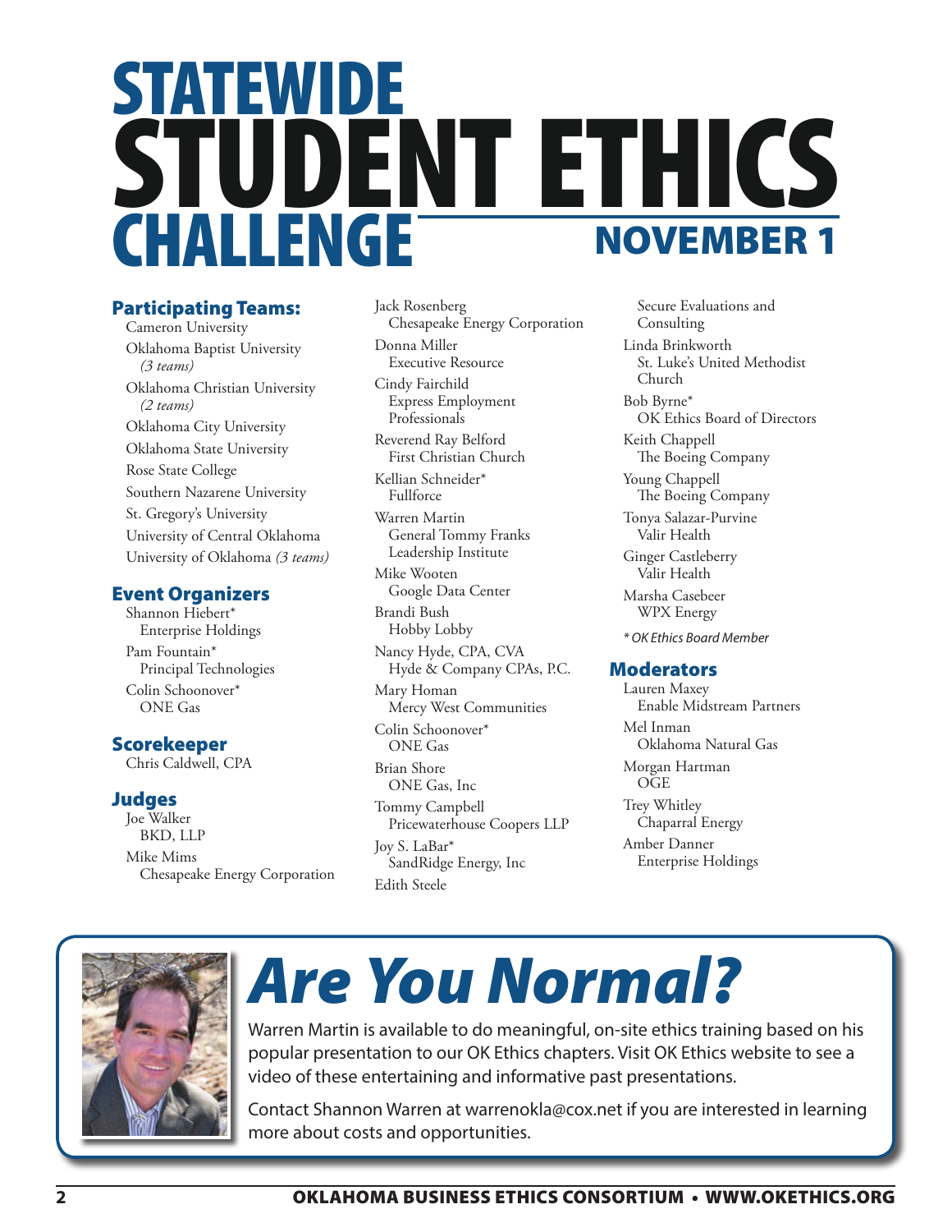# STATEWIDE STUDENT ETHICS CHALLENGE

## NOVEMBER 1

### Participating Teams:

Cameron University
Oklahoma Baptist University *(3 teams)*
Oklahoma Christian University *(2 teams)*
Oklahoma City University
Oklahoma State University
Rose State College
Southern Nazarene University
St. Gregory's University
University of Central Oklahoma
University of Oklahoma *(3 teams)*

### Event Organizers

Shannon Hiebert*
Enterprise Holdings

Pam Fountain*
Principal Technologies

Colin Schoonover*
ONE Gas

### Scorekeeper

Chris Caldwell, CPA

### Judges

Joe Walker
BKD, LLP

Mike Mims
Chesapeake Energy Corporation

Jack Rosenberg
Chesapeake Energy Corporation

Donna Miller
Executive Resource

Cindy Fairchild
Express Employment Professionals

Reverend Ray Belford
First Christian Church

Kellian Schneider*
Fullforce

Warren Martin
General Tommy Franks Leadership Institute

Mike Wooten
Google Data Center

Brandi Bush
Hobby Lobby

Nancy Hyde, CPA, CVA
Hyde & Company CPAs, P.C.

Mary Homan
Mercy West Communities

Colin Schoonover*
ONE Gas

Brian Shore
ONE Gas, Inc

Tommy Campbell
Pricewaterhouse Coopers LLP

Joy S. LaBar*
SandRidge Energy, Inc

Edith Steele
Secure Evaluations and Consulting

Linda Brinkworth
St. Luke's United Methodist Church

Bob Byrne*
OK Ethics Board of Directors

Keith Chappell
The Boeing Company

Young Chappell
The Boeing Company

Tonya Salazar-Purvine
Valir Health

Ginger Castleberry
Valir Health

Marsha Casebeer
WPX Energy

*\* OK Ethics Board Member*

### Moderators

Lauren Maxey
Enable Midstream Partners

Mel Inman
Oklahoma Natural Gas

Morgan Hartman
OGE

Trey Whitley
Chaparral Energy

Amber Danner
Enterprise Holdings

## *Are You Normal?*

Warren Martin is available to do meaningful, on-site ethics training based on his popular presentation to our OK Ethics chapters. Visit OK Ethics website to see a video of these entertaining and informative past presentations.

Contact Shannon Warren at warrenokla@cox.net if you are interested in learning more about costs and opportunities.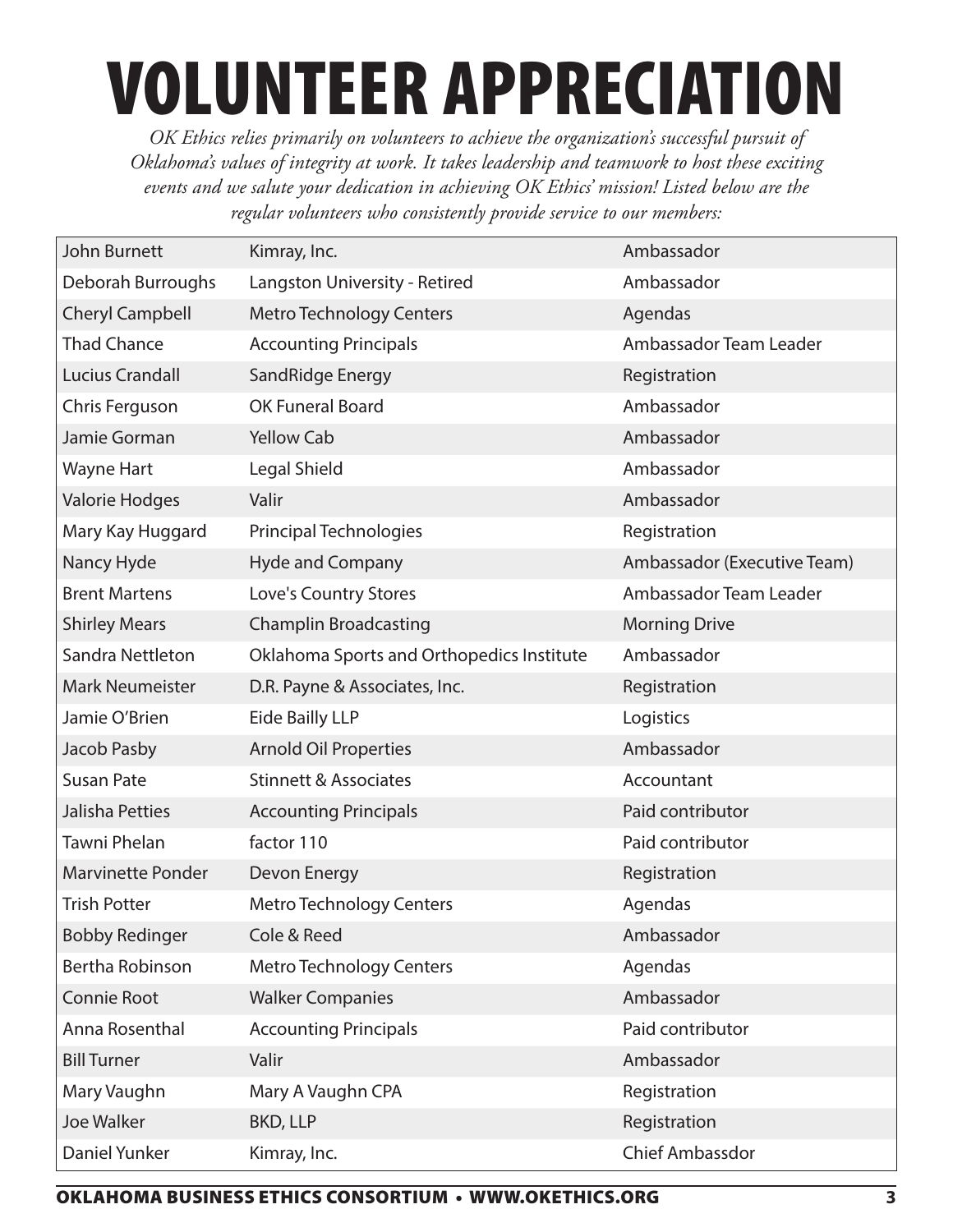# VOLUNTEER APPRECIATION

*OK Ethics relies primarily on volunteers to achieve the organization's successful pursuit of Oklahoma's values of integrity at work. It takes leadership and teamwork to host these exciting events and we salute your dedication in achieving OK Ethics' mission! Listed below are the regular volunteers who consistently provide service to our members:*

| | | |
|---|---|---|
| John Burnett | Kimray, Inc. | Ambassador |
| Deborah Burroughs | Langston University - Retired | Ambassador |
| Cheryl Campbell | Metro Technology Centers | Agendas |
| Thad Chance | Accounting Principals | Ambassador Team Leader |
| Lucius Crandall | SandRidge Energy | Registration |
| Chris Ferguson | OK Funeral Board | Ambassador |
| Jamie Gorman | Yellow Cab | Ambassador |
| Wayne Hart | Legal Shield | Ambassador |
| Valorie Hodges | Valir | Ambassador |
| Mary Kay Huggard | Principal Technologies | Registration |
| Nancy Hyde | Hyde and Company | Ambassador (Executive Team) |
| Brent Martens | Love's Country Stores | Ambassador Team Leader |
| Shirley Mears | Champlin Broadcasting | Morning Drive |
| Sandra Nettleton | Oklahoma Sports and Orthopedics Institute | Ambassador |
| Mark Neumeister | D.R. Payne & Associates, Inc. | Registration |
| Jamie O'Brien | Eide Bailly LLP | Logistics |
| Jacob Pasby | Arnold Oil Properties | Ambassador |
| Susan Pate | Stinnett & Associates | Accountant |
| Jalisha Petties | Accounting Principals | Paid contributor |
| Tawni Phelan | factor 110 | Paid contributor |
| Marvinette Ponder | Devon Energy | Registration |
| Trish Potter | Metro Technology Centers | Agendas |
| Bobby Redinger | Cole & Reed | Ambassador |
| Bertha Robinson | Metro Technology Centers | Agendas |
| Connie Root | Walker Companies | Ambassador |
| Anna Rosenthal | Accounting Principals | Paid contributor |
| Bill Turner | Valir | Ambassador |
| Mary Vaughn | Mary A Vaughn CPA | Registration |
| Joe Walker | BKD, LLP | Registration |
| Daniel Yunker | Kimray, Inc. | Chief Ambassdor |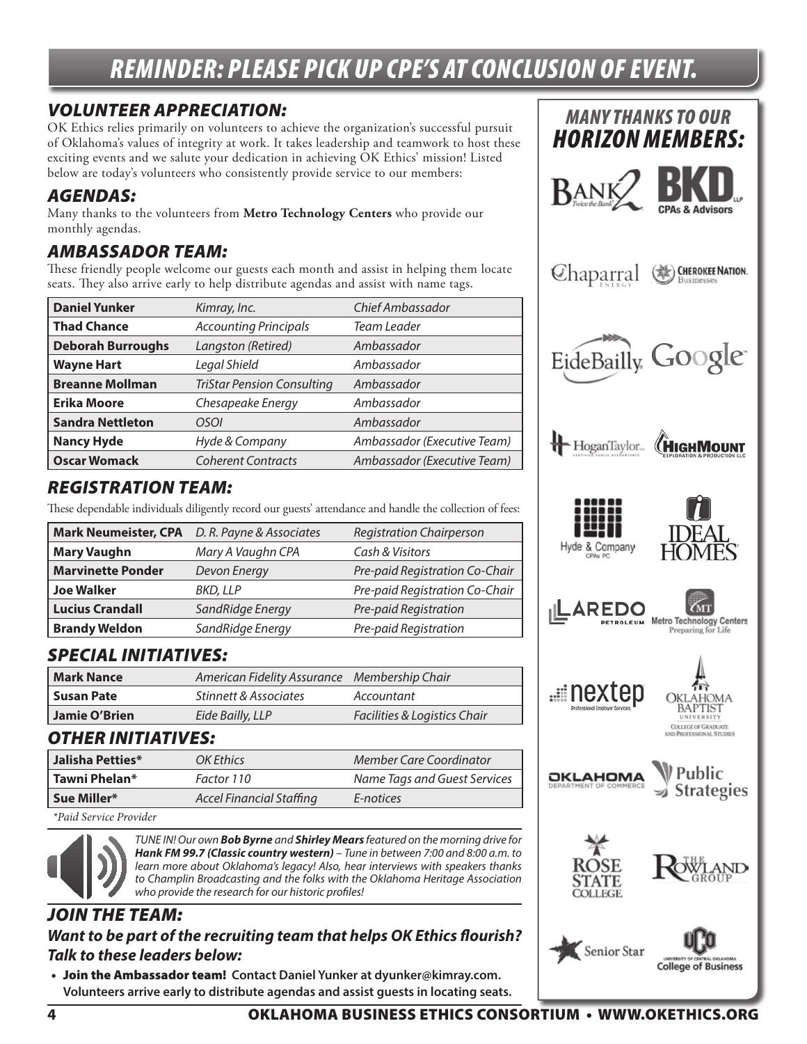# REMINDER: PLEASE PICK UP CPE'S AT CONCLUSION OF EVENT.

## *VOLUNTEER APPRECIATION:*

OK Ethics relies primarily on volunteers to achieve the organization's successful pursuit of Oklahoma's values of integrity at work. It takes leadership and teamwork to host these exciting events and we salute your dedication in achieving OK Ethics' mission! Listed below are today's volunteers who consistently provide service to our members:

## *AGENDAS:*

Many thanks to the volunteers from **Metro Technology Centers** who provide our monthly agendas.

## *AMBASSADOR TEAM:*

These friendly people welcome our guests each month and assist in helping them locate seats. They also arrive early to help distribute agendas and assist with name tags.

| | | |
|---|---|---|
| **Daniel Yunker** | *Kimray, Inc.* | *Chief Ambassador* |
| **Thad Chance** | *Accounting Principals* | *Team Leader* |
| **Deborah Burroughs** | *Langston (Retired)* | *Ambassador* |
| **Wayne Hart** | *Legal Shield* | *Ambassador* |
| **Breanne Mollman** | *TriStar Pension Consulting* | *Ambassador* |
| **Erika Moore** | *Chesapeake Energy* | *Ambassador* |
| **Sandra Nettleton** | *OSOI* | *Ambassador* |
| **Nancy Hyde** | *Hyde & Company* | *Ambassador (Executive Team)* |
| **Oscar Womack** | *Coherent Contracts* | *Ambassador (Executive Team)* |

## *REGISTRATION TEAM:*

These dependable individuals diligently record our guests' attendance and handle the collection of fees:

| | | |
|---|---|---|
| **Mark Neumeister, CPA** | *D. R. Payne & Associates* | *Registration Chairperson* |
| **Mary Vaughn** | *Mary A Vaughn CPA* | *Cash & Visitors* |
| **Marvinette Ponder** | *Devon Energy* | *Pre-paid Registration Co-Chair* |
| **Joe Walker** | *BKD, LLP* | *Pre-paid Registration Co-Chair* |
| **Lucius Crandall** | *SandRidge Energy* | *Pre-paid Registration* |
| **Brandy Weldon** | *SandRidge Energy* | *Pre-paid Registration* |

## *SPECIAL INITIATIVES:*

| | | |
|---|---|---|
| **Mark Nance** | *American Fidelity Assurance* | *Membership Chair* |
| **Susan Pate** | *Stinnett & Associates* | *Accountant* |
| **Jamie O'Brien** | *Eide Bailly, LLP* | *Facilities & Logistics Chair* |

## *OTHER INITIATIVES:*

| | | |
|---|---|---|
| **Jalisha Petties*** | *OK Ethics* | *Member Care Coordinator* |
| **Tawni Phelan*** | *Factor 110* | *Name Tags and Guest Services* |
| **Sue Miller*** | *Accel Financial Staffing* | *E-notices* |

*\*Paid Service Provider*

*TUNE IN! Our own **Bob Byrne** and **Shirley Mears** featured on the morning drive for **Hank FM 99.7 (Classic country western)** – Tune in between 7:00 and 8:00 a.m. to learn more about Oklahoma's legacy! Also, hear interviews with speakers thanks to Champlin Broadcasting and the folks with the Oklahoma Heritage Association who provide the research for our historic profiles!*

## *JOIN THE TEAM:*

### *Want to be part of the recruiting team that helps OK Ethics flourish? Talk to these leaders below:*

- **Join the Ambassador team! Contact Daniel Yunker at dyunker@kimray.com. Volunteers arrive early to distribute agendas and assist guests in locating seats.**

## *MANY THANKS TO OUR HORIZON MEMBERS:*

Bank2 (Twice the Bank) · BKD LLP CPAs & Advisors · Chaparral Energy · Cherokee Nation Businesses · EideBailly · Google · HoganTaylor · HighMount Exploration & Production LLC · Hyde & Company CPAs PC · Ideal Homes · Laredo Petroleum · Metro Technology Centers (Preparing for Life) · nextep Professional Employer Services · Oklahoma Baptist University College of Graduate and Professional Studies · Oklahoma Department of Commerce · Public Strategies · Rose State College · The Rowland Group · Senior Star · University of Central Oklahoma College of Business

OKLAHOMA BUSINESS ETHICS CONSORTIUM • WWW.OKETHICS.ORG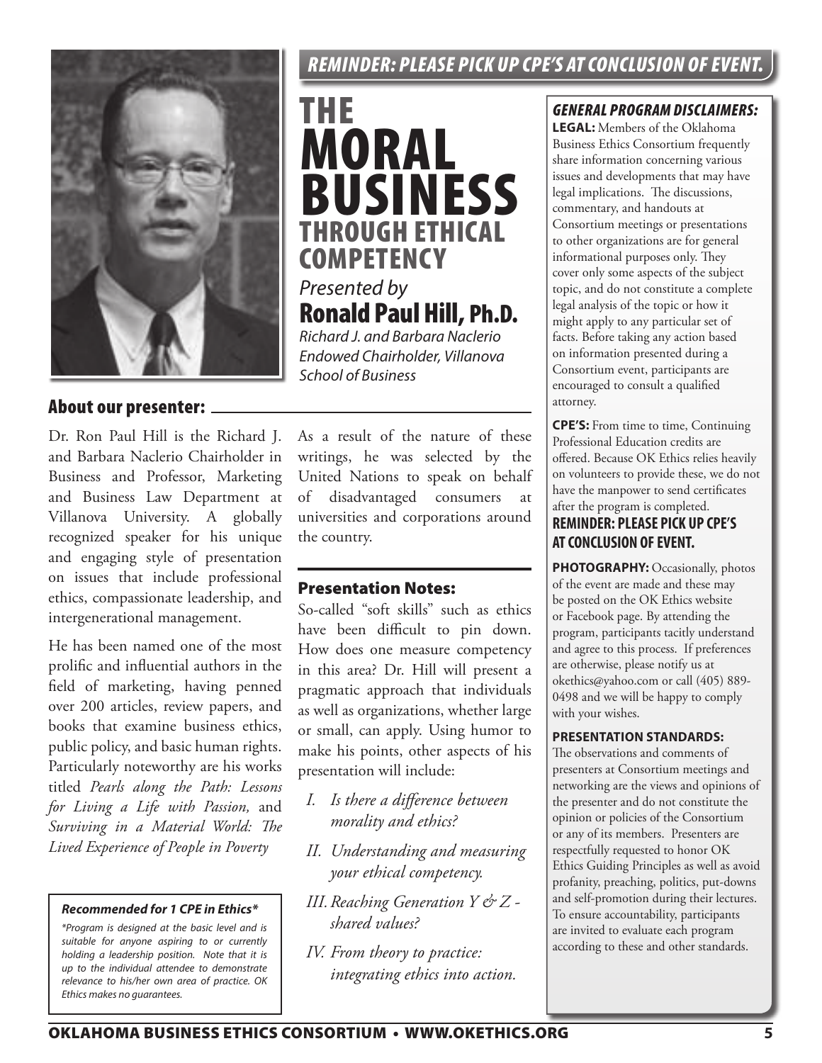*REMINDER: PLEASE PICK UP CPE'S AT CONCLUSION OF EVENT.*

# THE MORAL BUSINESS THROUGH ETHICAL COMPETENCY

*Presented by*

## Ronald Paul Hill, Ph.D.

*Richard J. and Barbara Naclerio Endowed Chairholder, Villanova School of Business*

## About our presenter:

Dr. Ron Paul Hill is the Richard J. and Barbara Naclerio Chairholder in Business and Professor, Marketing and Business Law Department at Villanova University. A globally recognized speaker for his unique and engaging style of presentation on issues that include professional ethics, compassionate leadership, and intergenerational management.

He has been named one of the most prolific and influential authors in the field of marketing, having penned over 200 articles, review papers, and books that examine business ethics, public policy, and basic human rights. Particularly noteworthy are his works titled *Pearls along the Path: Lessons for Living a Life with Passion,* and *Surviving in a Material World: The Lived Experience of People in Poverty*

As a result of the nature of these writings, he was selected by the United Nations to speak on behalf of disadvantaged consumers at universities and corporations around the country.

***Recommended for 1 CPE in Ethics****

*\*Program is designed at the basic level and is suitable for anyone aspiring to or currently holding a leadership position. Note that it is up to the individual attendee to demonstrate relevance to his/her own area of practice. OK Ethics makes no guarantees.*

## Presentation Notes:

So-called "soft skills" such as ethics have been difficult to pin down. How does one measure competency in this area? Dr. Hill will present a pragmatic approach that individuals as well as organizations, whether large or small, can apply. Using humor to make his points, other aspects of his presentation will include:

- *I. Is there a difference between morality and ethics?*
- *II. Understanding and measuring your ethical competency.*
- *III. Reaching Generation Y & Z - shared values?*
- *IV. From theory to practice: integrating ethics into action.*

### *GENERAL PROGRAM DISCLAIMERS:*

**LEGAL:** Members of the Oklahoma Business Ethics Consortium frequently share information concerning various issues and developments that may have legal implications. The discussions, commentary, and handouts at Consortium meetings or presentations to other organizations are for general informational purposes only. They cover only some aspects of the subject topic, and do not constitute a complete legal analysis of the topic or how it might apply to any particular set of facts. Before taking any action based on information presented during a Consortium event, participants are encouraged to consult a qualified attorney.

**CPE'S:** From time to time, Continuing Professional Education credits are offered. Because OK Ethics relies heavily on volunteers to provide these, we do not have the manpower to send certificates after the program is completed.

**REMINDER: PLEASE PICK UP CPE'S AT CONCLUSION OF EVENT.**

**PHOTOGRAPHY:** Occasionally, photos of the event are made and these may be posted on the OK Ethics website or Facebook page. By attending the program, participants tacitly understand and agree to this process. If preferences are otherwise, please notify us at okethics@yahoo.com or call (405) 889-0498 and we will be happy to comply with your wishes.

**PRESENTATION STANDARDS:**

The observations and comments of presenters at Consortium meetings and networking are the views and opinions of the presenter and do not constitute the opinion or policies of the Consortium or any of its members. Presenters are respectfully requested to honor OK Ethics Guiding Principles as well as avoid profanity, preaching, politics, put-downs and self-promotion during their lectures. To ensure accountability, participants are invited to evaluate each program according to these and other standards.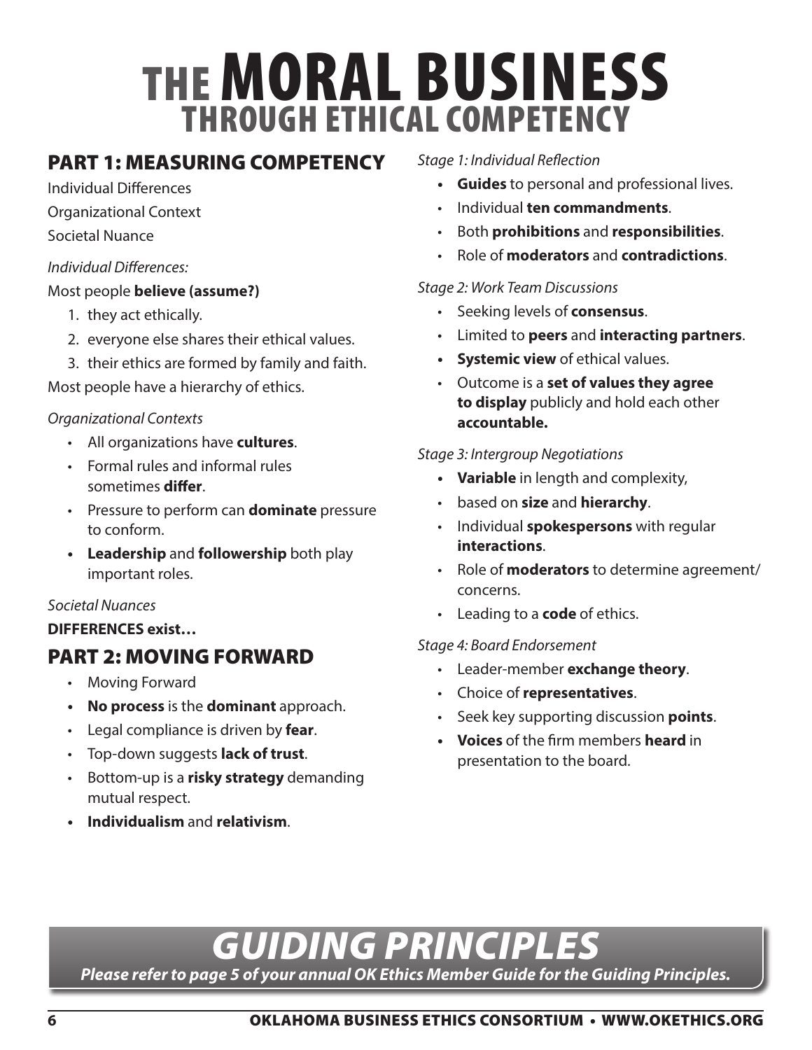# THE MORAL BUSINESS THROUGH ETHICAL COMPETENCY

## PART 1: MEASURING COMPETENCY

Individual Differences

Organizational Context

Societal Nuance

*Individual Differences:*

Most people **believe (assume?)**

1. they act ethically.
2. everyone else shares their ethical values.
3. their ethics are formed by family and faith.

Most people have a hierarchy of ethics.

*Organizational Contexts*

- All organizations have **cultures**.
- Formal rules and informal rules sometimes **differ**.
- Pressure to perform can **dominate** pressure to conform.
- **Leadership** and **followership** both play important roles.

*Societal Nuances*

**DIFFERENCES exist…**

## PART 2: MOVING FORWARD

- Moving Forward
- **No process** is the **dominant** approach.
- Legal compliance is driven by **fear**.
- Top-down suggests **lack of trust**.
- Bottom-up is a **risky strategy** demanding mutual respect.
- **Individualism** and **relativism**.

*Stage 1: Individual Reflection*

- **Guides** to personal and professional lives.
- Individual **ten commandments**.
- Both **prohibitions** and **responsibilities**.
- Role of **moderators** and **contradictions**.

*Stage 2: Work Team Discussions*

- Seeking levels of **consensus**.
- Limited to **peers** and **interacting partners**.
- **Systemic view** of ethical values.
- Outcome is a **set of values they agree to display** publicly and hold each other **accountable.**

*Stage 3: Intergroup Negotiations*

- **Variable** in length and complexity,
- based on **size** and **hierarchy**.
- Individual **spokespersons** with regular **interactions**.
- Role of **moderators** to determine agreement/concerns.
- Leading to a **code** of ethics.

*Stage 4: Board Endorsement*

- Leader-member **exchange theory**.
- Choice of **representatives**.
- Seek key supporting discussion **points**.
- **Voices** of the firm members **heard** in presentation to the board.

## *GUIDING PRINCIPLES*

***Please refer to page 5 of your annual OK Ethics Member Guide for the Guiding Principles.***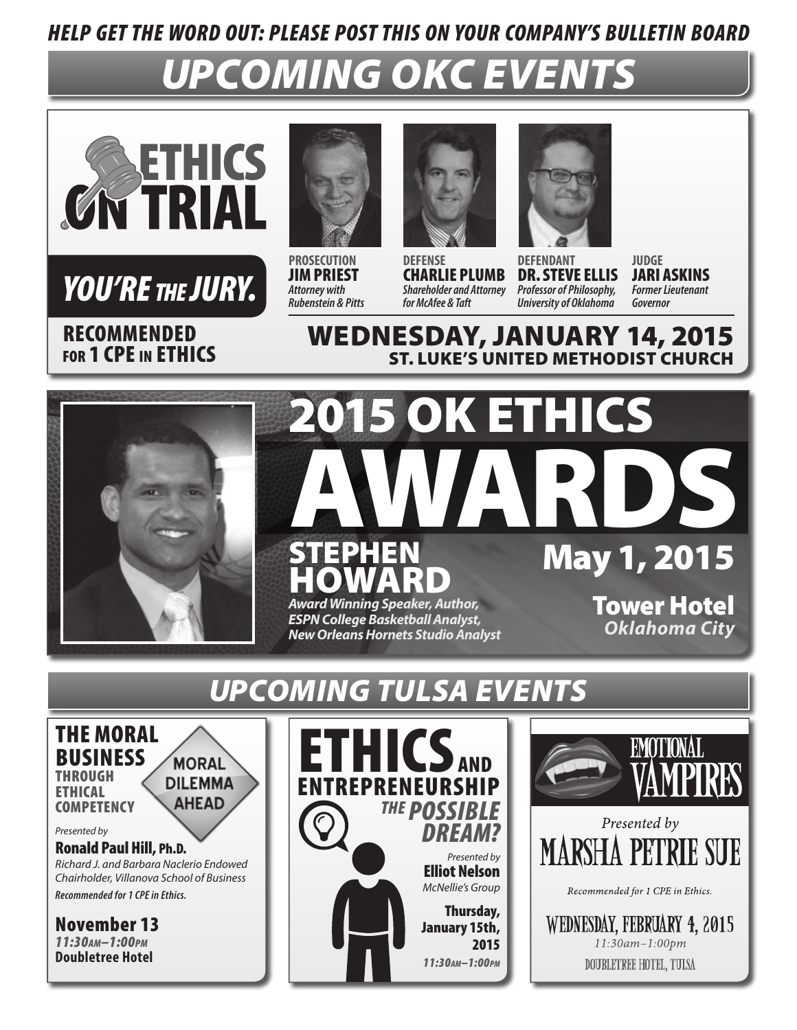**HELP GET THE WORD OUT: PLEASE POST THIS ON YOUR COMPANY'S BULLETIN BOARD**

# UPCOMING OKC EVENTS

## ETHICS ON TRIAL

**YOU'RE THE JURY.**

**RECOMMENDED FOR 1 CPE IN ETHICS**

PROSECUTION
**JIM PRIEST**
*Attorney with Rubenstein & Pitts*

DEFENSE
**CHARLIE PLUMB**
*Shareholder and Attorney for McAfee & Taft*

DEFENDANT
**DR. STEVE ELLIS**
*Professor of Philosophy, University of Oklahoma*

JUDGE
**JARI ASKINS**
*Former Lieutenant Governor*

**WEDNESDAY, JANUARY 14, 2015**
**ST. LUKE'S UNITED METHODIST CHURCH**

## 2015 OK ETHICS AWARDS

**STEPHEN HOWARD**
*Award Winning Speaker, Author, ESPN College Basketball Analyst, New Orleans Hornets Studio Analyst*

**May 1, 2015**

**Tower Hotel**
*Oklahoma City*

# UPCOMING TULSA EVENTS

## THE MORAL BUSINESS THROUGH ETHICAL COMPETENCY

MORAL DILEMMA AHEAD

*Presented by*
**Ronald Paul Hill, Ph.D.**
*Richard J. and Barbara Naclerio Endowed Chairholder, Villanova School of Business*
***Recommended for 1 CPE in Ethics.***

**November 13**
***11:30AM–1:00PM***
**Doubletree Hotel**

## ETHICS AND ENTREPRENEURSHIP

***THE POSSIBLE DREAM?***

*Presented by*
**Elliot Nelson**
*McNellie's Group*

**Thursday, January 15th, 2015**
***11:30AM–1:00PM***

## EMOTIONAL VAMPIRES

*Presented by*
**MARSHA PETRIE SUE**

*Recommended for 1 CPE in Ethics.*

**WEDNESDAY, FEBRUARY 4, 2015**
*11:30am–1:00pm*
DOUBLETREE HOTEL, TULSA